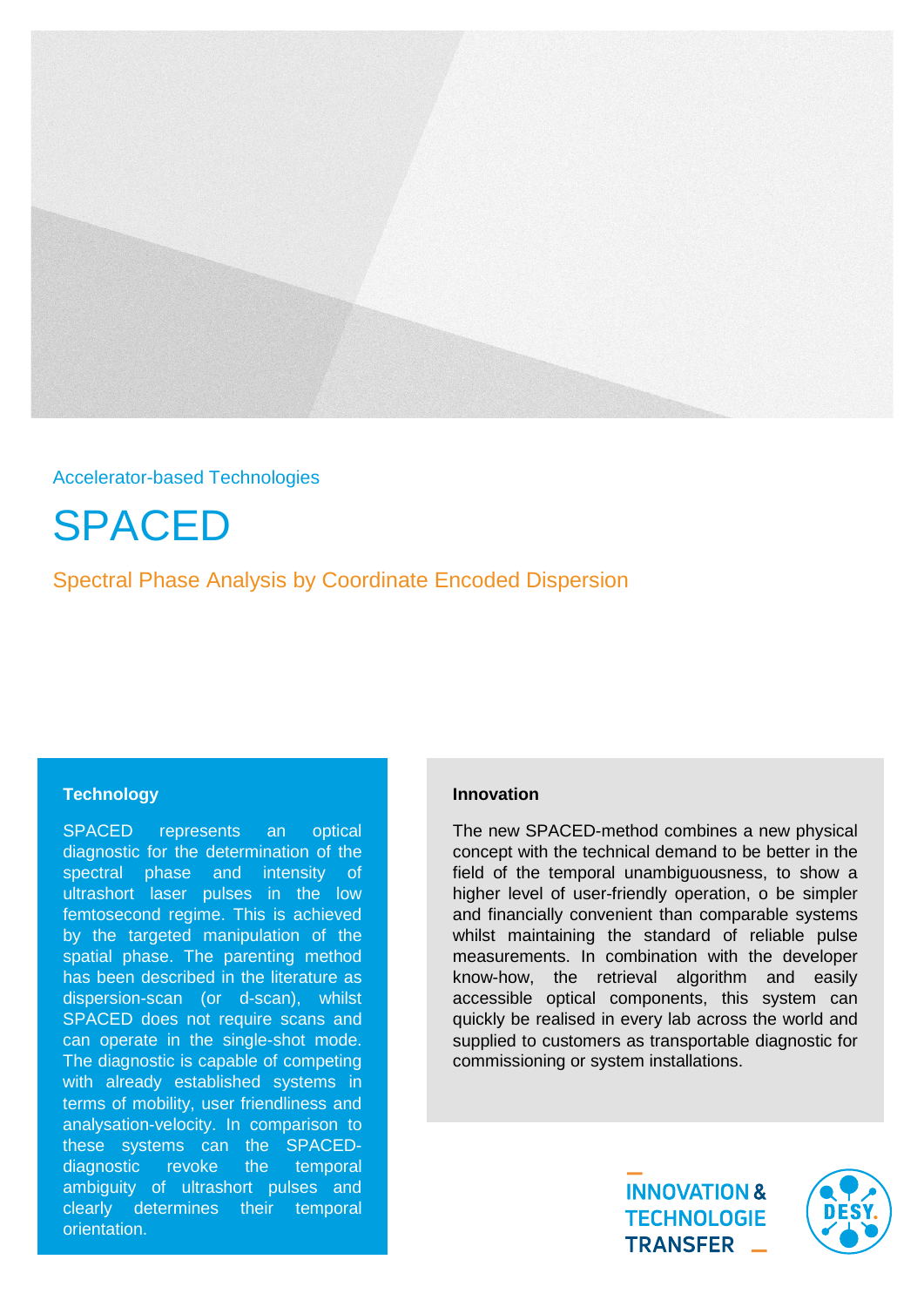Accelerator-based Technologies

# SPACED

## Spectral Phase Analysis by Coordinate Encoded Dispersion

### Technology

SPACED represents an optical diagnostic for the determination of the spectral phase and intensity of ultrashort laser pulses in the low femtosecond regime. This is achieved by the targeted manipulation of the spatial phase. The parenting method has been described in the literature as dispersion-scan (or d-scan), whilst SPACED does not require scans and can operate in the single-shot mode. The diagnostic is capable of competing with already established systems in terms of mobility, user friendliness and analysation-velocity. In comparison to these systems can the SPACED-diagnostic revoke the temporal ambiguity of ultrashort pulses and clearly determines their temporal orientation.

### Innovation

The new SPACED-method combines a new physical concept with the technical demand to be better in the field of the temporal unambiguousness, to show a higher level of user-friendly operation, o be simpler and financially convenient than comparable systems whilst maintaining the standard of reliable pulse measurements. In combination with the developer know-how, the retrieval algorithm and easily accessible optical components, this system can quickly be realised in every lab across the world and supplied to customers as transportable diagnostic for commissioning or system installations.

INNOVATION & TECHNOLOGIE TRANSFER

DESY.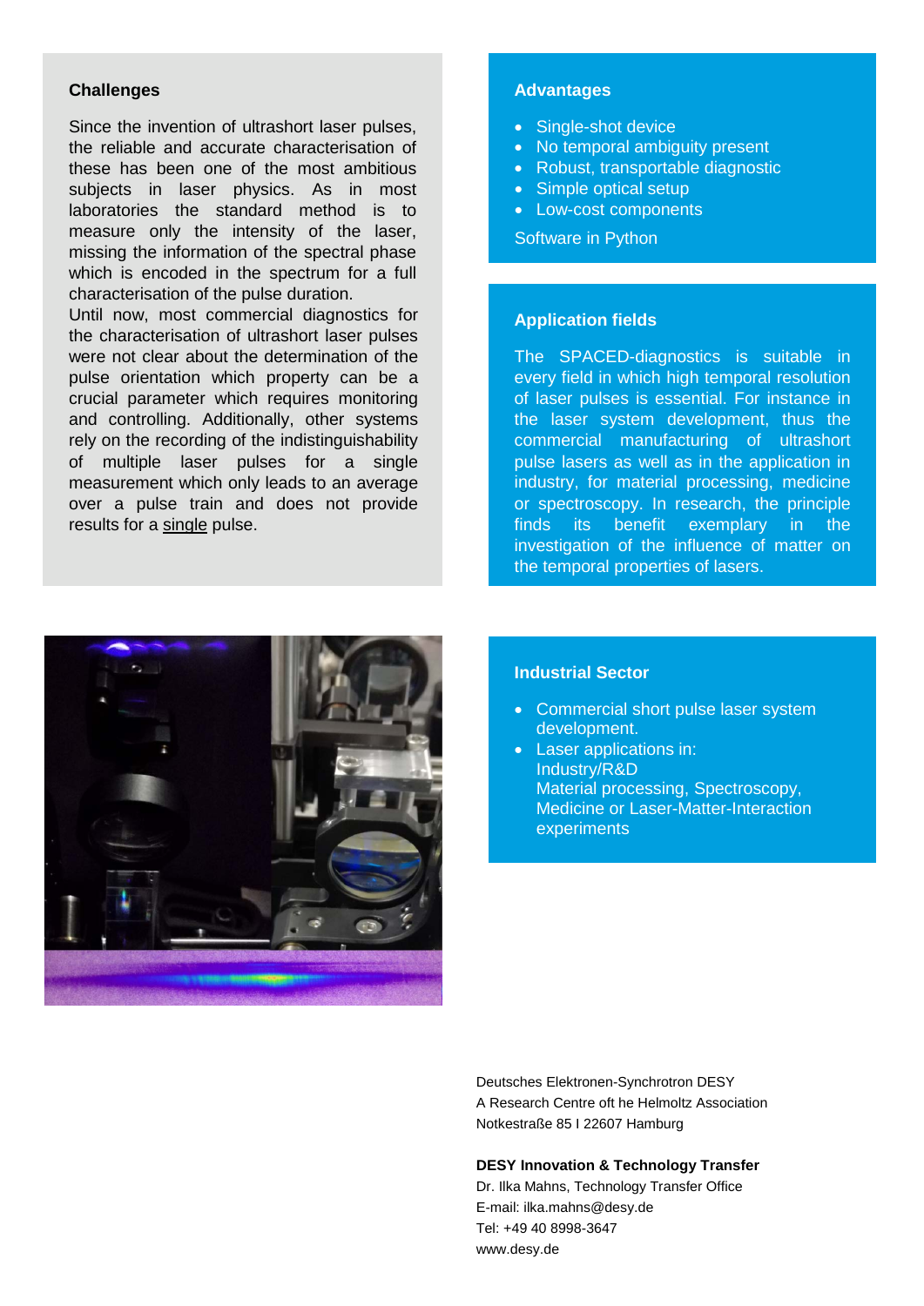## Challenges

Since the invention of ultrashort laser pulses, the reliable and accurate characterisation of these has been one of the most ambitious subjects in laser physics. As in most laboratories the standard method is to measure only the intensity of the laser, missing the information of the spectral phase which is encoded in the spectrum for a full characterisation of the pulse duration.
Until now, most commercial diagnostics for the characterisation of ultrashort laser pulses were not clear about the determination of the pulse orientation which property can be a crucial parameter which requires monitoring and controlling. Additionally, other systems rely on the recording of the indistinguishability of multiple laser pulses for a single measurement which only leads to an average over a pulse train and does not provide results for a single pulse.

## Advantages

- Single-shot device
- No temporal ambiguity present
- Robust, transportable diagnostic
- Simple optical setup
- Low-cost components

Software in Python

## Application fields

The SPACED-diagnostics is suitable in every field in which high temporal resolution of laser pulses is essential. For instance in the laser system development, thus the commercial manufacturing of ultrashort pulse lasers as well as in the application in industry, for material processing, medicine or spectroscopy. In research, the principle finds its benefit exemplary in the investigation of the influence of matter on the temporal properties of lasers.

## Industrial Sector

- Commercial short pulse laser system development.
- Laser applications in:
  Industry/R&D
  Material processing, Spectroscopy, Medicine or Laser-Matter-Interaction experiments

Deutsches Elektronen-Synchrotron DESY
A Research Centre oft he Helmoltz Association
Notkestraße 85 I 22607 Hamburg

**DESY Innovation & Technology Transfer**
Dr. Ilka Mahns, Technology Transfer Office
E-mail: ilka.mahns@desy.de
Tel: +49 40 8998-3647
www.desy.de